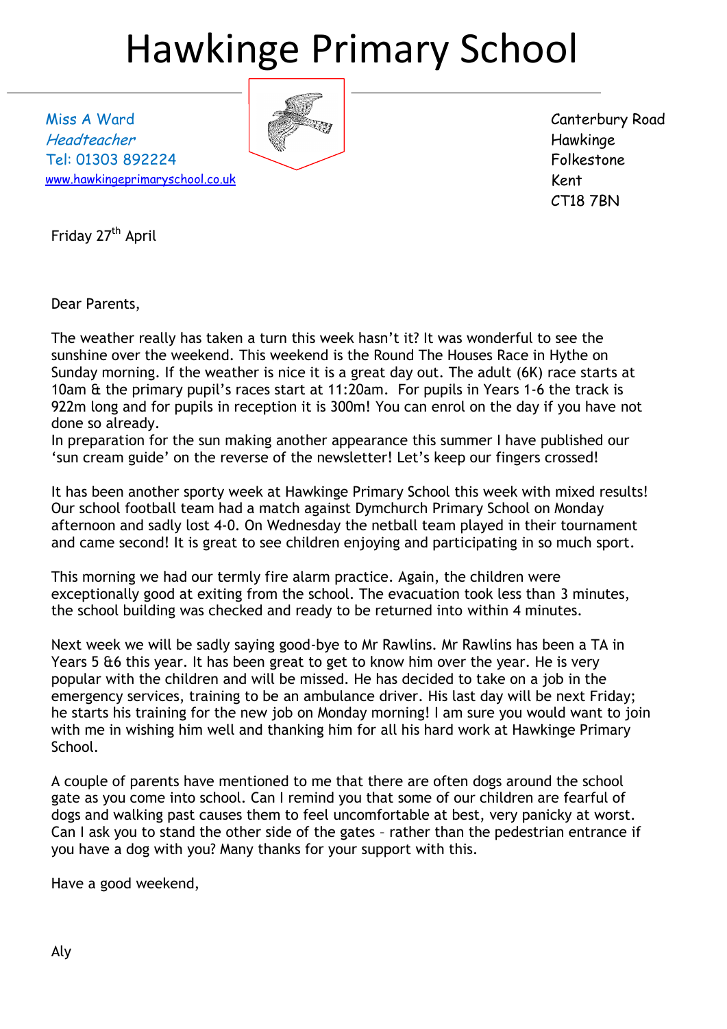# Hawkinge Primary School

Miss A Ward
*Headteacher*
Tel: 01303 892224
www.hawkingeprimaryschool.co.uk

Canterbury Road
Hawkinge
Folkestone
Kent
CT18 7BN

Friday 27th April

Dear Parents,

The weather really has taken a turn this week hasn't it? It was wonderful to see the sunshine over the weekend. This weekend is the Round The Houses Race in Hythe on Sunday morning. If the weather is nice it is a great day out. The adult (6K) race starts at 10am & the primary pupil's races start at 11:20am. For pupils in Years 1-6 the track is 922m long and for pupils in reception it is 300m! You can enrol on the day if you have not done so already.
In preparation for the sun making another appearance this summer I have published our 'sun cream guide' on the reverse of the newsletter! Let's keep our fingers crossed!

It has been another sporty week at Hawkinge Primary School this week with mixed results! Our school football team had a match against Dymchurch Primary School on Monday afternoon and sadly lost 4-0. On Wednesday the netball team played in their tournament and came second! It is great to see children enjoying and participating in so much sport.

This morning we had our termly fire alarm practice. Again, the children were exceptionally good at exiting from the school. The evacuation took less than 3 minutes, the school building was checked and ready to be returned into within 4 minutes.

Next week we will be sadly saying good-bye to Mr Rawlins. Mr Rawlins has been a TA in Years 5 &6 this year. It has been great to get to know him over the year. He is very popular with the children and will be missed. He has decided to take on a job in the emergency services, training to be an ambulance driver. His last day will be next Friday; he starts his training for the new job on Monday morning! I am sure you would want to join with me in wishing him well and thanking him for all his hard work at Hawkinge Primary School.

A couple of parents have mentioned to me that there are often dogs around the school gate as you come into school. Can I remind you that some of our children are fearful of dogs and walking past causes them to feel uncomfortable at best, very panicky at worst. Can I ask you to stand the other side of the gates – rather than the pedestrian entrance if you have a dog with you? Many thanks for your support with this.

Have a good weekend,

Aly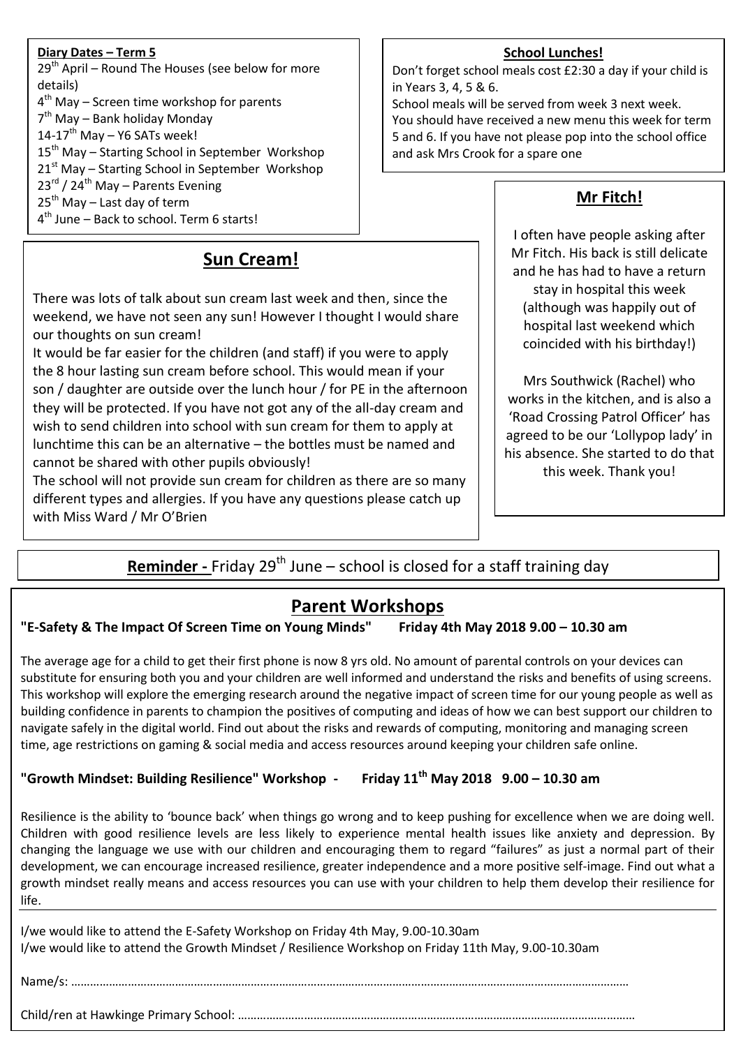**Diary Dates – Term 5**

29th April – Round The Houses (see below for more details)
4th May – Screen time workshop for parents
7th May – Bank holiday Monday
14-17th May – Y6 SATs week!
15th May – Starting School in September Workshop
21st May – Starting School in September Workshop
23rd / 24th May – Parents Evening
25th May – Last day of term
4th June – Back to school. Term 6 starts!

**School Lunches!**

Don't forget school meals cost £2:30 a day if your child is in Years 3, 4, 5 & 6.
School meals will be served from week 3 next week.
You should have received a new menu this week for term 5 and 6. If you have not please pop into the school office and ask Mrs Crook for a spare one

## Mr Fitch!

I often have people asking after Mr Fitch. His back is still delicate and he has had to have a return stay in hospital this week (although was happily out of hospital last weekend which coincided with his birthday!)

Mrs Southwick (Rachel) who works in the kitchen, and is also a 'Road Crossing Patrol Officer' has agreed to be our 'Lollypop lady' in his absence. She started to do that this week. Thank you!

## Sun Cream!

There was lots of talk about sun cream last week and then, since the weekend, we have not seen any sun! However I thought I would share our thoughts on sun cream!

It would be far easier for the children (and staff) if you were to apply the 8 hour lasting sun cream before school. This would mean if your son / daughter are outside over the lunch hour / for PE in the afternoon they will be protected. If you have not got any of the all-day cream and wish to send children into school with sun cream for them to apply at lunchtime this can be an alternative – the bottles must be named and cannot be shared with other pupils obviously!

The school will not provide sun cream for children as there are so many different types and allergies. If you have any questions please catch up with Miss Ward / Mr O'Brien

**Reminder -** Friday 29th June – school is closed for a staff training day

## Parent Workshops

**"E-Safety & The Impact Of Screen Time on Young Minds" Friday 4th May 2018 9.00 – 10.30 am**

The average age for a child to get their first phone is now 8 yrs old. No amount of parental controls on your devices can substitute for ensuring both you and your children are well informed and understand the risks and benefits of using screens. This workshop will explore the emerging research around the negative impact of screen time for our young people as well as building confidence in parents to champion the positives of computing and ideas of how we can best support our children to navigate safely in the digital world. Find out about the risks and rewards of computing, monitoring and managing screen time, age restrictions on gaming & social media and access resources around keeping your children safe online.

**"Growth Mindset: Building Resilience" Workshop - Friday 11th May 2018 9.00 – 10.30 am**

Resilience is the ability to 'bounce back' when things go wrong and to keep pushing for excellence when we are doing well. Children with good resilience levels are less likely to experience mental health issues like anxiety and depression. By changing the language we use with our children and encouraging them to regard "failures" as just a normal part of their development, we can encourage increased resilience, greater independence and a more positive self-image. Find out what a growth mindset really means and access resources you can use with your children to help them develop their resilience for life.

---

I/we would like to attend the E-Safety Workshop on Friday 4th May, 9.00-10.30am
I/we would like to attend the Growth Mindset / Resilience Workshop on Friday 11th May, 9.00-10.30am

Name/s: ……………………………………………………………………………………………………………………………………………………

Child/ren at Hawkinge Primary School: ……………………………………………………………………………………………………